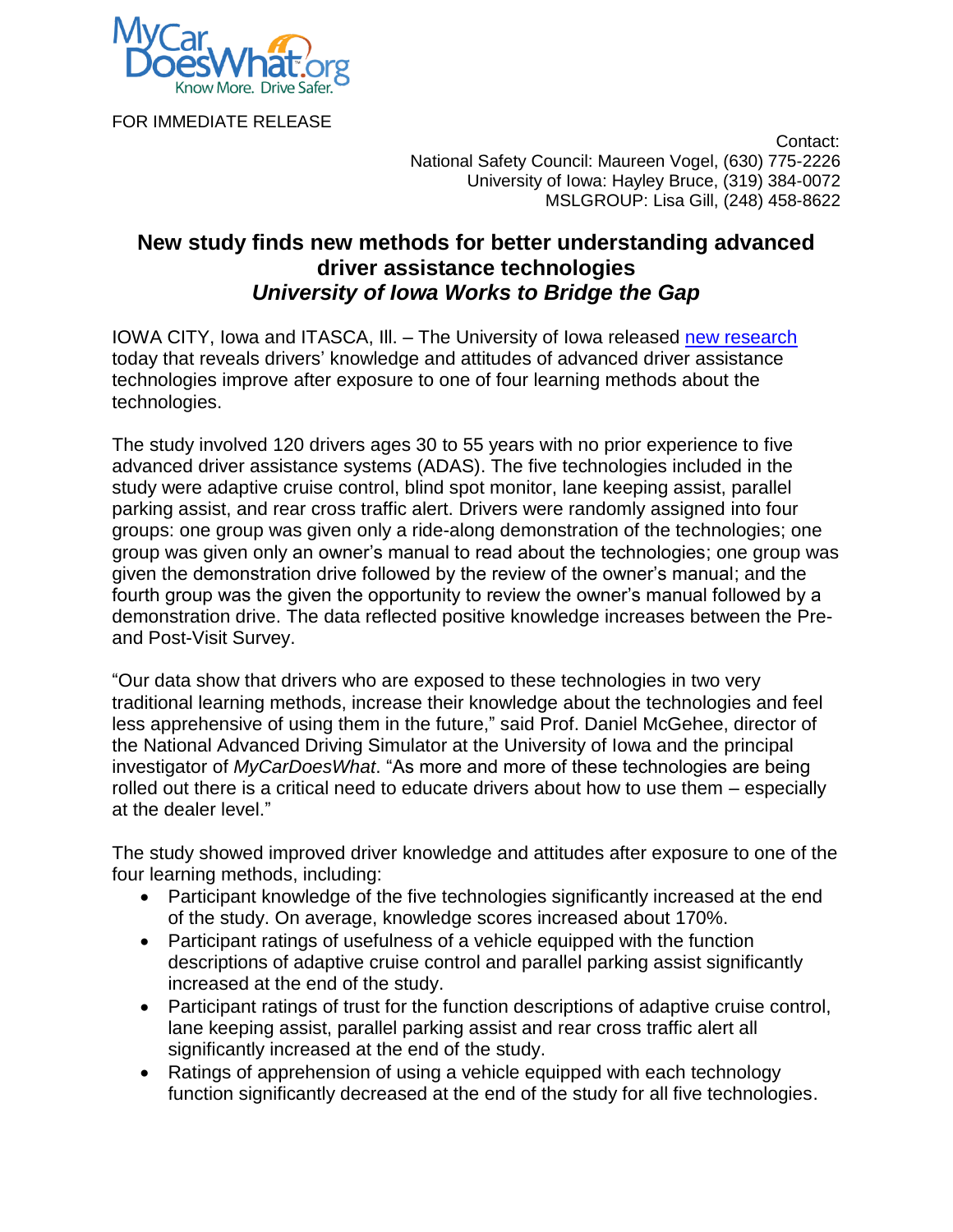FOR IMMEDIATE RELEASE

Contact:
National Safety Council: Maureen Vogel, (630) 775-2226
University of Iowa: Hayley Bruce, (319) 384-0072
MSLGROUP: Lisa Gill, (248) 458-8622

# New study finds new methods for better understanding advanced driver assistance technologies

## *University of Iowa Works to Bridge the Gap*

IOWA CITY, Iowa and ITASCA, Ill. – The University of Iowa released new research today that reveals drivers' knowledge and attitudes of advanced driver assistance technologies improve after exposure to one of four learning methods about the technologies.

The study involved 120 drivers ages 30 to 55 years with no prior experience to five advanced driver assistance systems (ADAS). The five technologies included in the study were adaptive cruise control, blind spot monitor, lane keeping assist, parallel parking assist, and rear cross traffic alert. Drivers were randomly assigned into four groups: one group was given only a ride-along demonstration of the technologies; one group was given only an owner's manual to read about the technologies; one group was given the demonstration drive followed by the review of the owner's manual; and the fourth group was the given the opportunity to review the owner's manual followed by a demonstration drive. The data reflected positive knowledge increases between the Pre- and Post-Visit Survey.

"Our data show that drivers who are exposed to these technologies in two very traditional learning methods, increase their knowledge about the technologies and feel less apprehensive of using them in the future," said Prof. Daniel McGehee, director of the National Advanced Driving Simulator at the University of Iowa and the principal investigator of *MyCarDoesWhat*. "As more and more of these technologies are being rolled out there is a critical need to educate drivers about how to use them – especially at the dealer level."

The study showed improved driver knowledge and attitudes after exposure to one of the four learning methods, including:

- Participant knowledge of the five technologies significantly increased at the end of the study. On average, knowledge scores increased about 170%.
- Participant ratings of usefulness of a vehicle equipped with the function descriptions of adaptive cruise control and parallel parking assist significantly increased at the end of the study.
- Participant ratings of trust for the function descriptions of adaptive cruise control, lane keeping assist, parallel parking assist and rear cross traffic alert all significantly increased at the end of the study.
- Ratings of apprehension of using a vehicle equipped with each technology function significantly decreased at the end of the study for all five technologies.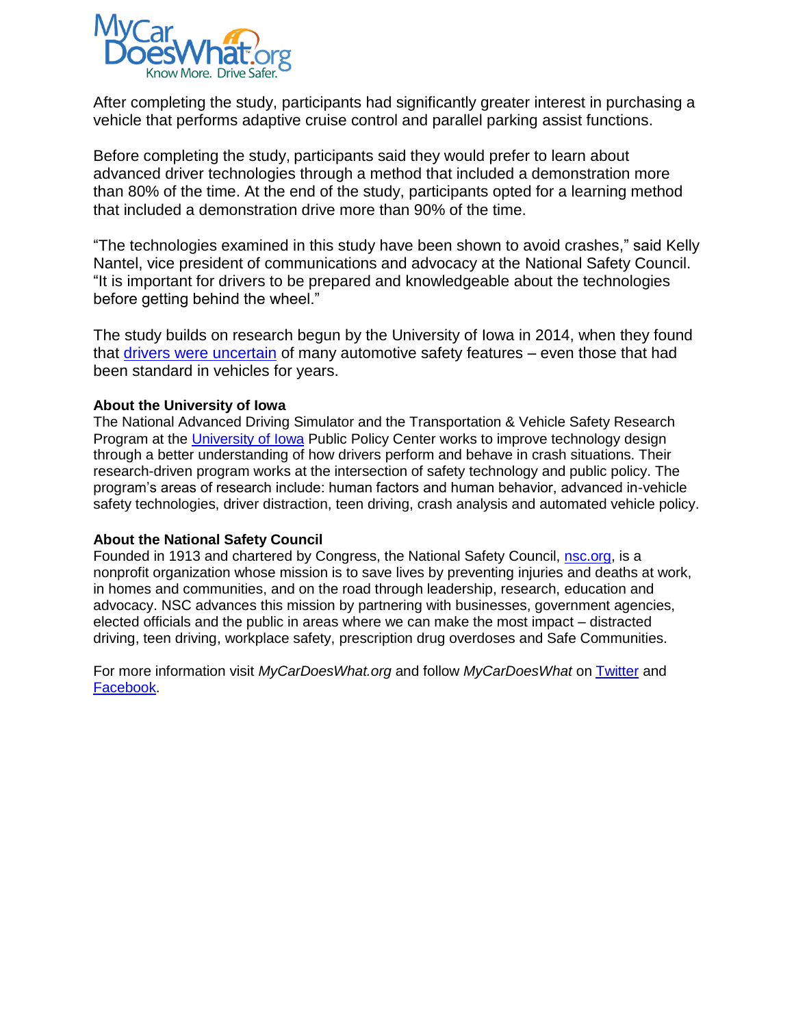After completing the study, participants had significantly greater interest in purchasing a vehicle that performs adaptive cruise control and parallel parking assist functions.

Before completing the study, participants said they would prefer to learn about advanced driver technologies through a method that included a demonstration more than 80% of the time. At the end of the study, participants opted for a learning method that included a demonstration drive more than 90% of the time.

"The technologies examined in this study have been shown to avoid crashes," said Kelly Nantel, vice president of communications and advocacy at the National Safety Council. "It is important for drivers to be prepared and knowledgeable about the technologies before getting behind the wheel."

The study builds on research begun by the University of Iowa in 2014, when they found that drivers were uncertain of many automotive safety features – even those that had been standard in vehicles for years.

**About the University of Iowa**
The National Advanced Driving Simulator and the Transportation & Vehicle Safety Research Program at the University of Iowa Public Policy Center works to improve technology design through a better understanding of how drivers perform and behave in crash situations. Their research-driven program works at the intersection of safety technology and public policy. The program's areas of research include: human factors and human behavior, advanced in-vehicle safety technologies, driver distraction, teen driving, crash analysis and automated vehicle policy.

**About the National Safety Council**
Founded in 1913 and chartered by Congress, the National Safety Council, nsc.org, is a nonprofit organization whose mission is to save lives by preventing injuries and deaths at work, in homes and communities, and on the road through leadership, research, education and advocacy. NSC advances this mission by partnering with businesses, government agencies, elected officials and the public in areas where we can make the most impact – distracted driving, teen driving, workplace safety, prescription drug overdoses and Safe Communities.

For more information visit *MyCarDoesWhat.org* and follow *MyCarDoesWhat* on Twitter and Facebook.